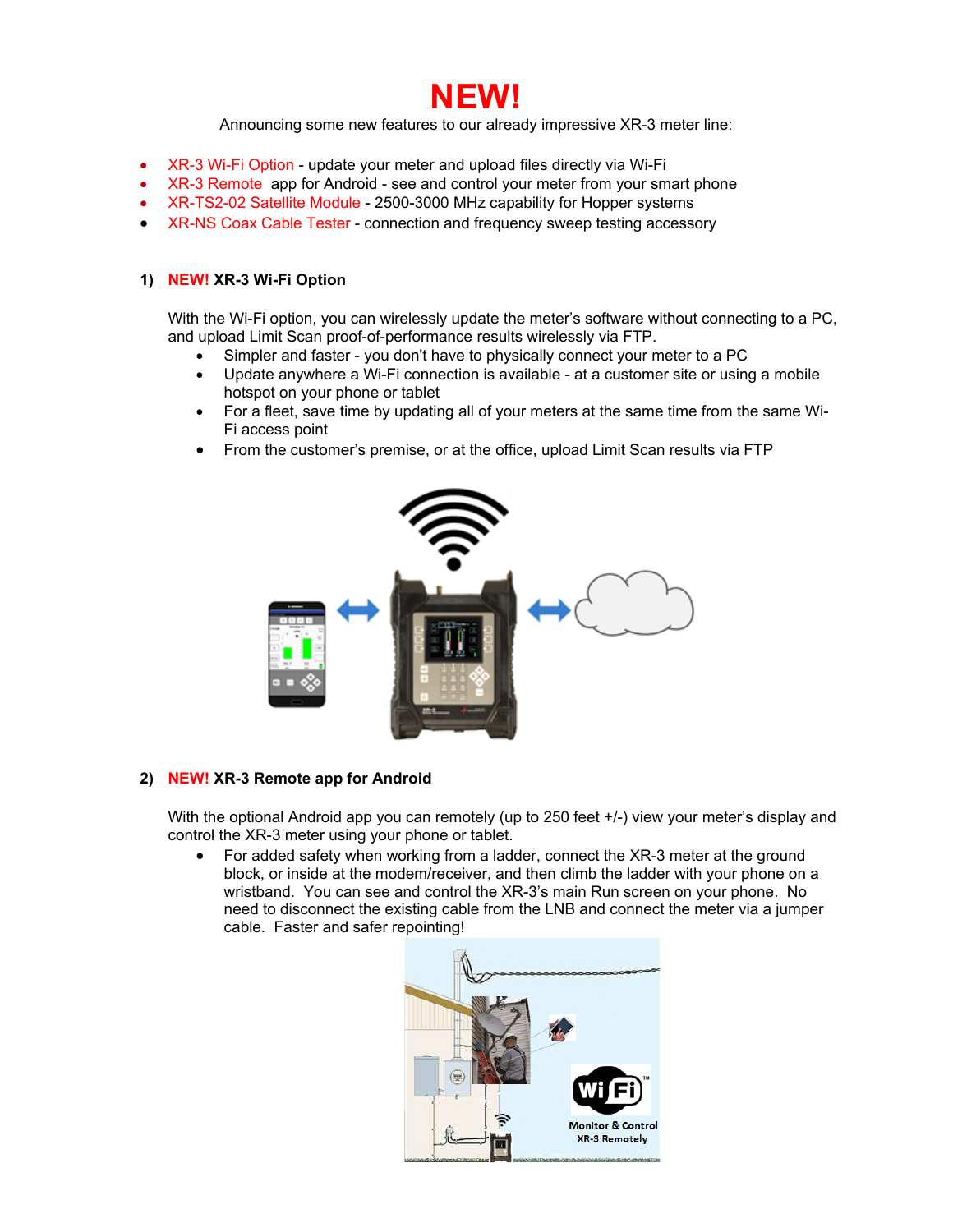# NEW!

Announcing some new features to our already impressive XR-3 meter line:

- XR-3 Wi-Fi Option - update your meter and upload files directly via Wi-Fi
- XR-3 Remote app for Android - see and control your meter from your smart phone
- XR-TS2-02 Satellite Module - 2500-3000 MHz capability for Hopper systems
- XR-NS Coax Cable Tester - connection and frequency sweep testing accessory

## 1) NEW! XR-3 Wi-Fi Option

With the Wi-Fi option, you can wirelessly update the meter's software without connecting to a PC, and upload Limit Scan proof-of-performance results wirelessly via FTP.

- Simpler and faster - you don't have to physically connect your meter to a PC
- Update anywhere a Wi-Fi connection is available - at a customer site or using a mobile hotspot on your phone or tablet
- For a fleet, save time by updating all of your meters at the same time from the same Wi-Fi access point
- From the customer's premise, or at the office, upload Limit Scan results via FTP

## 2) NEW! XR-3 Remote app for Android

With the optional Android app you can remotely (up to 250 feet +/-) view your meter's display and control the XR-3 meter using your phone or tablet.

- For added safety when working from a ladder, connect the XR-3 meter at the ground block, or inside at the modem/receiver, and then climb the ladder with your phone on a wristband. You can see and control the XR-3's main Run screen on your phone. No need to disconnect the existing cable from the LNB and connect the meter via a jumper cable. Faster and safer repointing!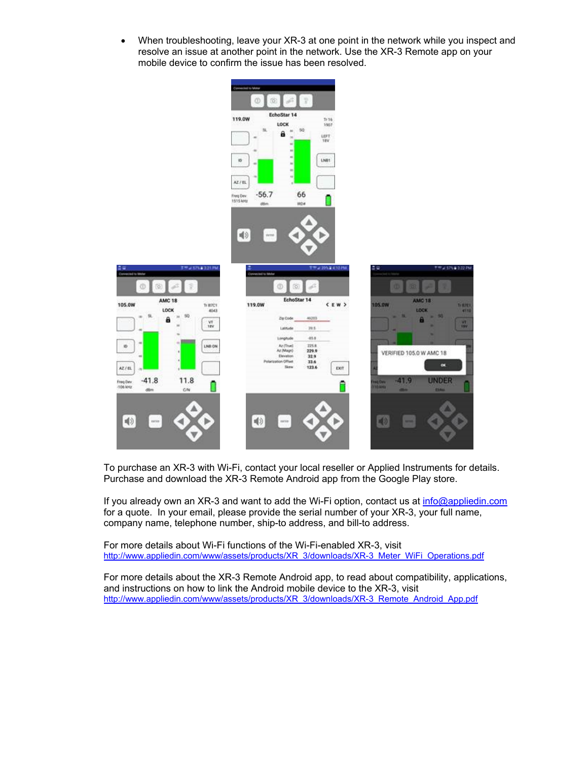- When troubleshooting, leave your XR-3 at one point in the network while you inspect and resolve an issue at another point in the network. Use the XR-3 Remote app on your mobile device to confirm the issue has been resolved.

To purchase an XR-3 with Wi-Fi, contact your local reseller or Applied Instruments for details. Purchase and download the XR-3 Remote Android app from the Google Play store.

If you already own an XR-3 and want to add the Wi-Fi option, contact us at info@appliedin.com for a quote. In your email, please provide the serial number of your XR-3, your full name, company name, telephone number, ship-to address, and bill-to address.

For more details about Wi-Fi functions of the Wi-Fi-enabled XR-3, visit
http://www.appliedin.com/www/assets/products/XR_3/downloads/XR-3_Meter_WiFi_Operations.pdf

For more details about the XR-3 Remote Android app, to read about compatibility, applications, and instructions on how to link the Android mobile device to the XR-3, visit
http://www.appliedin.com/www/assets/products/XR_3/downloads/XR-3_Remote_Android_App.pdf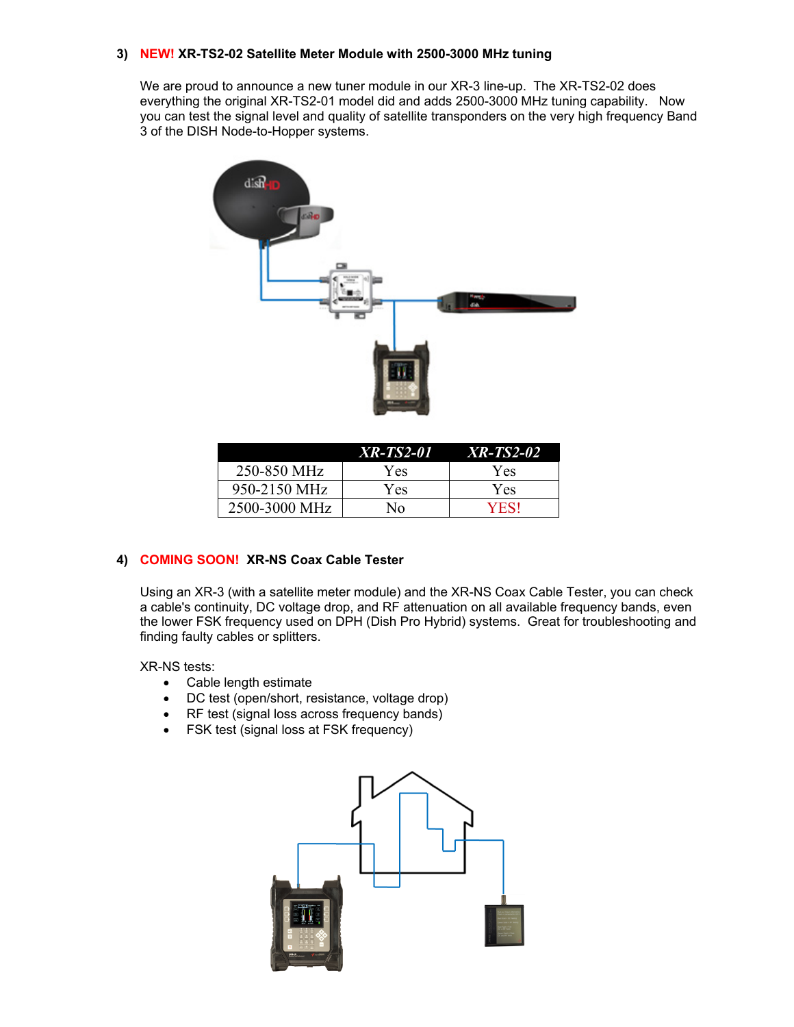### 3) NEW! XR-TS2-02 Satellite Meter Module with 2500-3000 MHz tuning

We are proud to announce a new tuner module in our XR-3 line-up. The XR-TS2-02 does everything the original XR-TS2-01 model did and adds 2500-3000 MHz tuning capability. Now you can test the signal level and quality of satellite transponders on the very high frequency Band 3 of the DISH Node-to-Hopper systems.

| | *XR-TS2-01* | *XR-TS2-02* |
|---|---|---|
| 250-850 MHz | Yes | Yes |
| 950-2150 MHz | Yes | Yes |
| 2500-3000 MHz | No | YES! |

### 4) COMING SOON! XR-NS Coax Cable Tester

Using an XR-3 (with a satellite meter module) and the XR-NS Coax Cable Tester, you can check a cable's continuity, DC voltage drop, and RF attenuation on all available frequency bands, even the lower FSK frequency used on DPH (Dish Pro Hybrid) systems. Great for troubleshooting and finding faulty cables or splitters.

XR-NS tests:

- Cable length estimate
- DC test (open/short, resistance, voltage drop)
- RF test (signal loss across frequency bands)
- FSK test (signal loss at FSK frequency)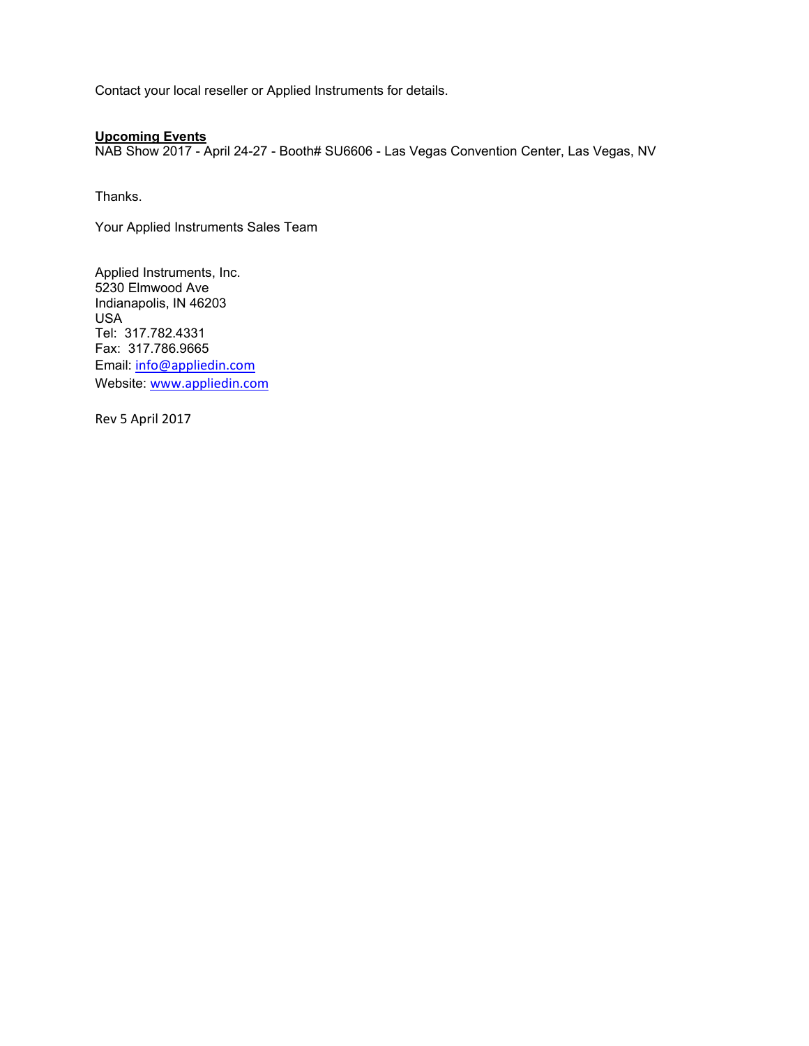Contact your local reseller or Applied Instruments for details.

**Upcoming Events**
NAB Show 2017 - April 24-27 - Booth# SU6606 - Las Vegas Convention Center, Las Vegas, NV

Thanks.

Your Applied Instruments Sales Team

Applied Instruments, Inc.
5230 Elmwood Ave
Indianapolis, IN 46203
USA
Tel: 317.782.4331
Fax: 317.786.9665
Email: info@appliedin.com
Website: www.appliedin.com

Rev 5 April 2017